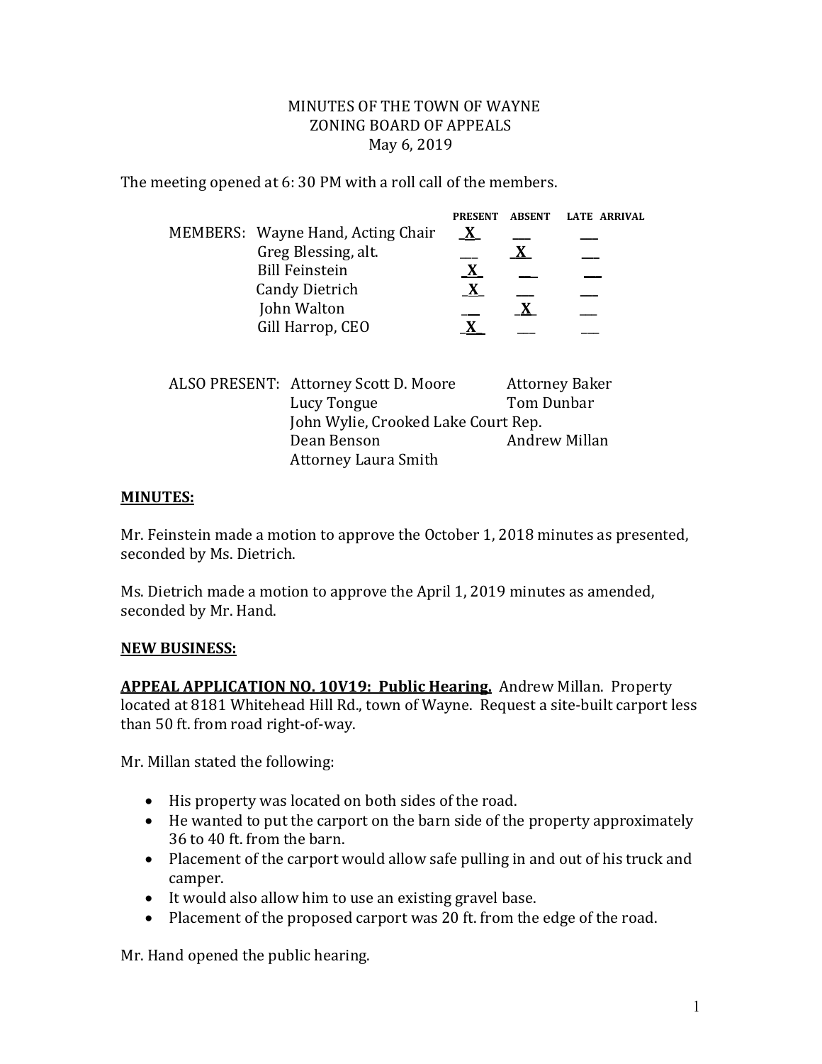MINUTES OF THE TOWN OF WAYNE
ZONING BOARD OF APPEALS
May 6, 2019

The meeting opened at 6: 30 PM with a roll call of the members.

| MEMBERS: | PRESENT | ABSENT | LATE ARRIVAL |
|---|---|---|---|
| Wayne Hand, Acting Chair | X | | |
| Greg Blessing, alt. | | X | |
| Bill Feinstein | X | | |
| Candy Dietrich | X | | |
| John Walton | | X | |
| Gill Harrop, CEO | X | | |

ALSO PRESENT: Attorney Scott D. Moore, Attorney Baker, Lucy Tongue, Tom Dunbar, John Wylie, Crooked Lake Court Rep., Dean Benson, Andrew Millan, Attorney Laura Smith

**MINUTES:**

Mr. Feinstein made a motion to approve the October 1, 2018 minutes as presented, seconded by Ms. Dietrich.

Ms. Dietrich made a motion to approve the April 1, 2019 minutes as amended, seconded by Mr. Hand.

**NEW BUSINESS:**

**APPEAL APPLICATION NO. 10V19: Public Hearing.** Andrew Millan. Property located at 8181 Whitehead Hill Rd., town of Wayne. Request a site-built carport less than 50 ft. from road right-of-way.

Mr. Millan stated the following:

- His property was located on both sides of the road.
- He wanted to put the carport on the barn side of the property approximately 36 to 40 ft. from the barn.
- Placement of the carport would allow safe pulling in and out of his truck and camper.
- It would also allow him to use an existing gravel base.
- Placement of the proposed carport was 20 ft. from the edge of the road.

Mr. Hand opened the public hearing.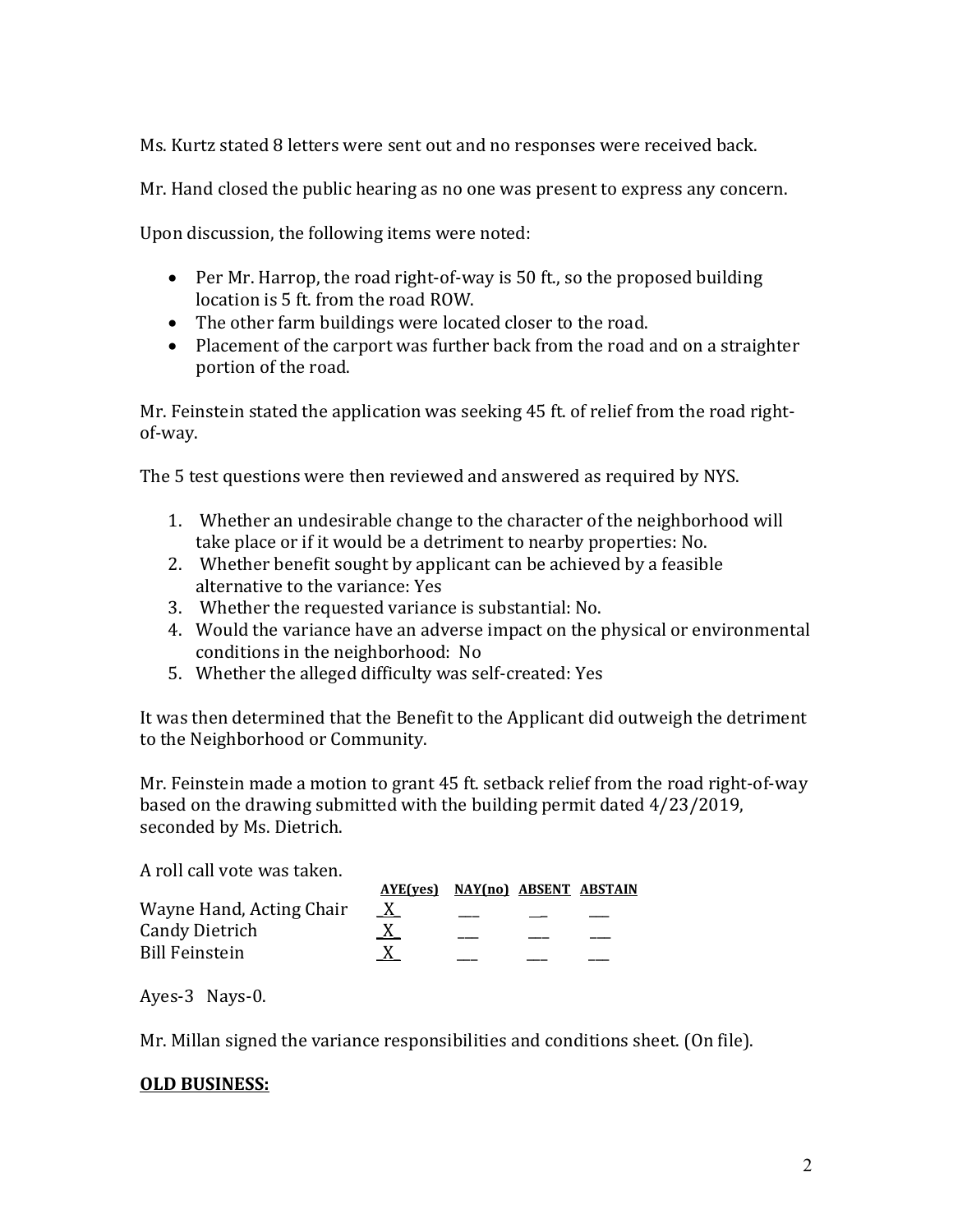Ms. Kurtz stated 8 letters were sent out and no responses were received back.

Mr. Hand closed the public hearing as no one was present to express any concern.

Upon discussion, the following items were noted:

- Per Mr. Harrop, the road right-of-way is 50 ft., so the proposed building location is 5 ft. from the road ROW.
- The other farm buildings were located closer to the road.
- Placement of the carport was further back from the road and on a straighter portion of the road.

Mr. Feinstein stated the application was seeking 45 ft. of relief from the road right-of-way.

The 5 test questions were then reviewed and answered as required by NYS.

1. Whether an undesirable change to the character of the neighborhood will take place or if it would be a detriment to nearby properties: No.
2. Whether benefit sought by applicant can be achieved by a feasible alternative to the variance: Yes
3. Whether the requested variance is substantial: No.
4. Would the variance have an adverse impact on the physical or environmental conditions in the neighborhood: No
5. Whether the alleged difficulty was self-created: Yes

It was then determined that the Benefit to the Applicant did outweigh the detriment to the Neighborhood or Community.

Mr. Feinstein made a motion to grant 45 ft. setback relief from the road right-of-way based on the drawing submitted with the building permit dated 4/23/2019, seconded by Ms. Dietrich.

A roll call vote was taken.

| | AYE(yes) | NAY(no) | ABSENT | ABSTAIN |
|---|---|---|---|---|
| Wayne Hand, Acting Chair | X | | | |
| Candy Dietrich | X | | | |
| Bill Feinstein | X | | | |

Ayes-3 Nays-0.

Mr. Millan signed the variance responsibilities and conditions sheet. (On file).

**OLD BUSINESS:**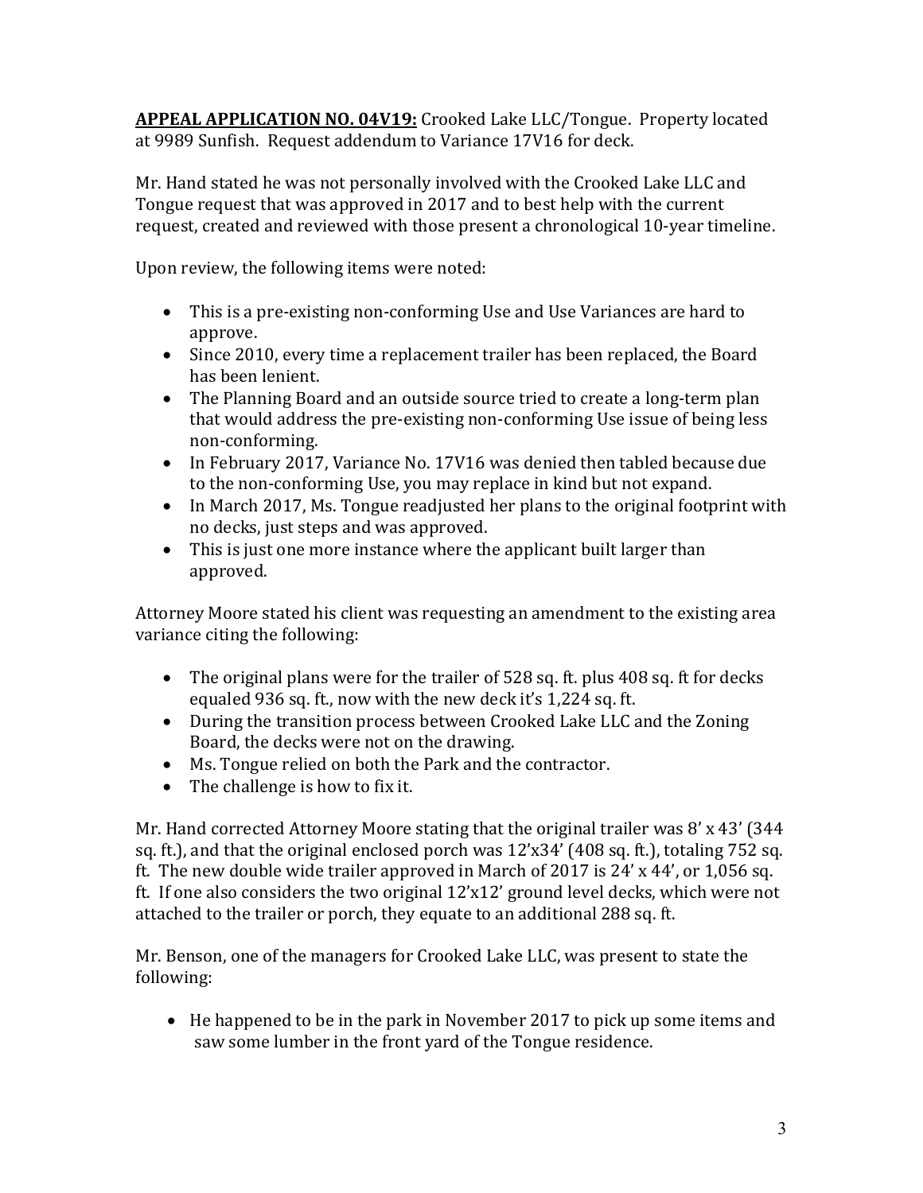**APPEAL APPLICATION NO. 04V19:** Crooked Lake LLC/Tongue. Property located at 9989 Sunfish. Request addendum to Variance 17V16 for deck.

Mr. Hand stated he was not personally involved with the Crooked Lake LLC and Tongue request that was approved in 2017 and to best help with the current request, created and reviewed with those present a chronological 10-year timeline.

Upon review, the following items were noted:

- This is a pre-existing non-conforming Use and Use Variances are hard to approve.
- Since 2010, every time a replacement trailer has been replaced, the Board has been lenient.
- The Planning Board and an outside source tried to create a long-term plan that would address the pre-existing non-conforming Use issue of being less non-conforming.
- In February 2017, Variance No. 17V16 was denied then tabled because due to the non-conforming Use, you may replace in kind but not expand.
- In March 2017, Ms. Tongue readjusted her plans to the original footprint with no decks, just steps and was approved.
- This is just one more instance where the applicant built larger than approved.

Attorney Moore stated his client was requesting an amendment to the existing area variance citing the following:

- The original plans were for the trailer of 528 sq. ft. plus 408 sq. ft for decks equaled 936 sq. ft., now with the new deck it's 1,224 sq. ft.
- During the transition process between Crooked Lake LLC and the Zoning Board, the decks were not on the drawing.
- Ms. Tongue relied on both the Park and the contractor.
- The challenge is how to fix it.

Mr. Hand corrected Attorney Moore stating that the original trailer was 8' x 43' (344 sq. ft.), and that the original enclosed porch was 12'x34' (408 sq. ft.), totaling 752 sq. ft. The new double wide trailer approved in March of 2017 is 24' x 44', or 1,056 sq. ft. If one also considers the two original 12'x12' ground level decks, which were not attached to the trailer or porch, they equate to an additional 288 sq. ft.

Mr. Benson, one of the managers for Crooked Lake LLC, was present to state the following:

- He happened to be in the park in November 2017 to pick up some items and saw some lumber in the front yard of the Tongue residence.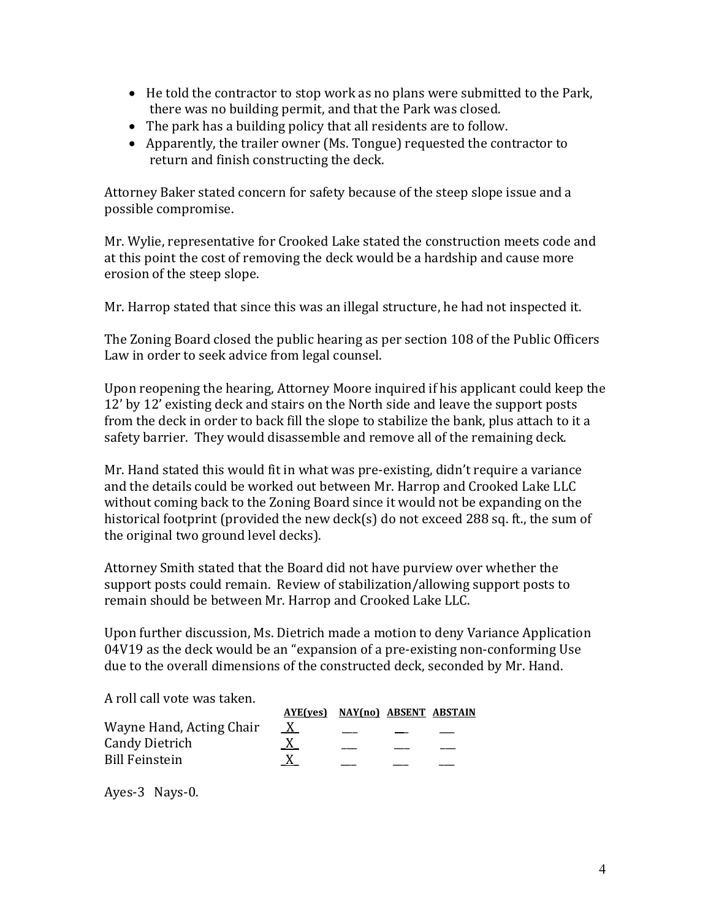- He told the contractor to stop work as no plans were submitted to the Park, there was no building permit, and that the Park was closed.
- The park has a building policy that all residents are to follow.
- Apparently, the trailer owner (Ms. Tongue) requested the contractor to return and finish constructing the deck.

Attorney Baker stated concern for safety because of the steep slope issue and a possible compromise.

Mr. Wylie, representative for Crooked Lake stated the construction meets code and at this point the cost of removing the deck would be a hardship and cause more erosion of the steep slope.

Mr. Harrop stated that since this was an illegal structure, he had not inspected it.

The Zoning Board closed the public hearing as per section 108 of the Public Officers Law in order to seek advice from legal counsel.

Upon reopening the hearing, Attorney Moore inquired if his applicant could keep the 12' by 12' existing deck and stairs on the North side and leave the support posts from the deck in order to back fill the slope to stabilize the bank, plus attach to it a safety barrier. They would disassemble and remove all of the remaining deck.

Mr. Hand stated this would fit in what was pre-existing, didn't require a variance and the details could be worked out between Mr. Harrop and Crooked Lake LLC without coming back to the Zoning Board since it would not be expanding on the historical footprint (provided the new deck(s) do not exceed 288 sq. ft., the sum of the original two ground level decks).

Attorney Smith stated that the Board did not have purview over whether the support posts could remain. Review of stabilization/allowing support posts to remain should be between Mr. Harrop and Crooked Lake LLC.

Upon further discussion, Ms. Dietrich made a motion to deny Variance Application 04V19 as the deck would be an "expansion of a pre-existing non-conforming Use due to the overall dimensions of the constructed deck, seconded by Mr. Hand.

A roll call vote was taken.

| | AYE(yes) | NAY(no) | ABSENT | ABSTAIN |
|---|---|---|---|---|
| Wayne Hand, Acting Chair | X | | | |
| Candy Dietrich | X | | | |
| Bill Feinstein | X | | | |

Ayes-3 Nays-0.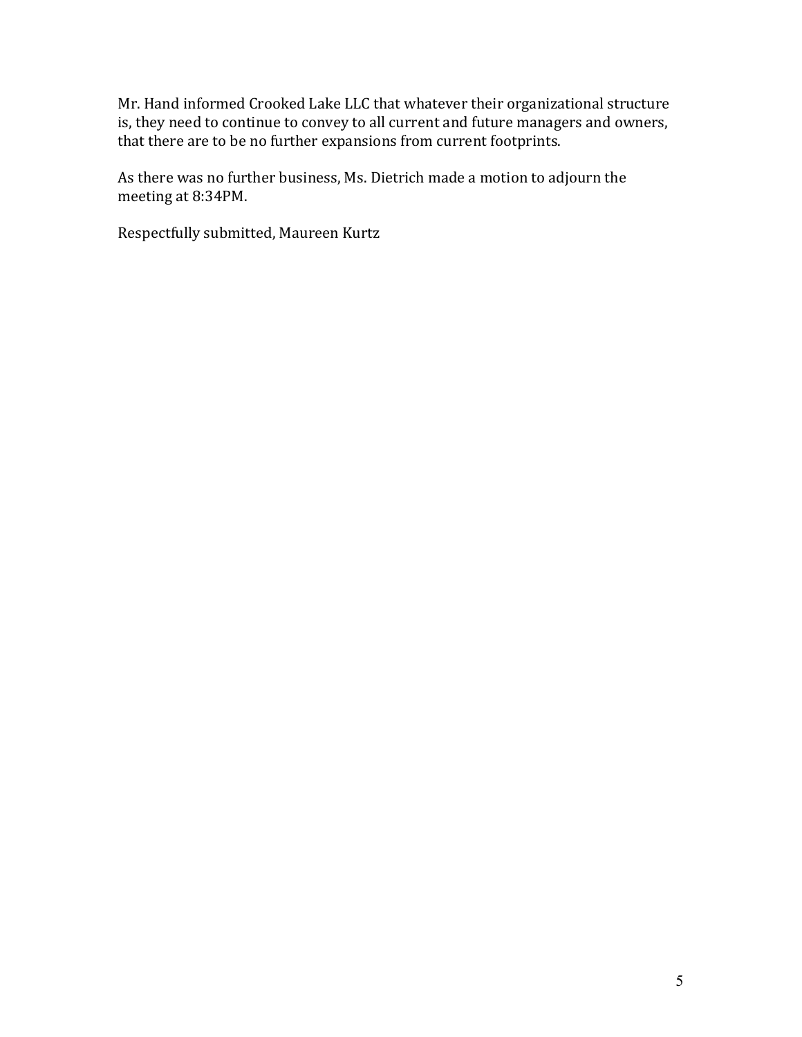Mr. Hand informed Crooked Lake LLC that whatever their organizational structure is, they need to continue to convey to all current and future managers and owners, that there are to be no further expansions from current footprints.

As there was no further business, Ms. Dietrich made a motion to adjourn the meeting at 8:34PM.

Respectfully submitted, Maureen Kurtz